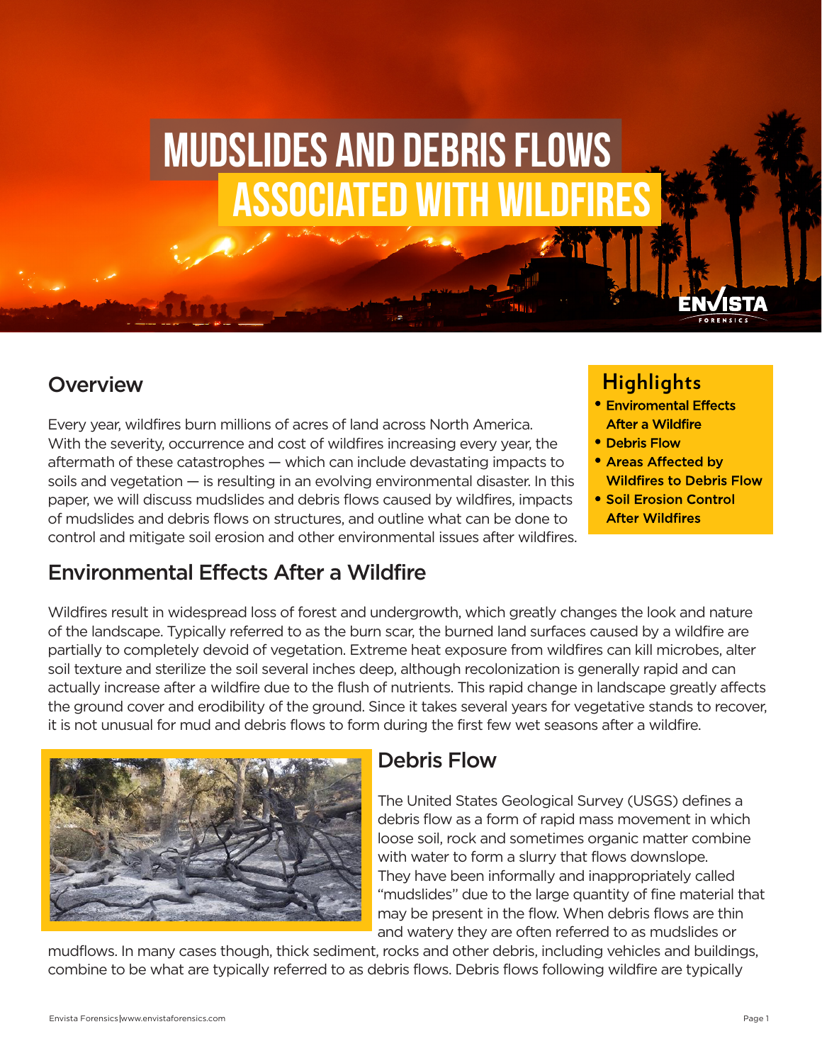# MUDSLIDES AND DEBRIS FLOWS ASSOCIATED WITH WILDFIRES

## Overview

Every year, wildfires burn millions of acres of land across North America. With the severity, occurrence and cost of wildfires increasing every year, the aftermath of these catastrophes — which can include devastating impacts to soils and vegetation — is resulting in an evolving environmental disaster. In this paper, we will discuss mudslides and debris flows caused by wildfires, impacts of mudslides and debris flows on structures, and outline what can be done to control and mitigate soil erosion and other environmental issues after wildfires.

**Highlights**

- **Enviromental Effects After a Wildfire**
- **Debris Flow**
- **Areas Affected by Wildfires to Debris Flow**
- **Soil Erosion Control After Wildfires**

## Environmental Effects After a Wildfire

Wildfires result in widespread loss of forest and undergrowth, which greatly changes the look and nature of the landscape. Typically referred to as the burn scar, the burned land surfaces caused by a wildfire are partially to completely devoid of vegetation. Extreme heat exposure from wildfires can kill microbes, alter soil texture and sterilize the soil several inches deep, although recolonization is generally rapid and can actually increase after a wildfire due to the flush of nutrients. This rapid change in landscape greatly affects the ground cover and erodibility of the ground. Since it takes several years for vegetative stands to recover, it is not unusual for mud and debris flows to form during the first few wet seasons after a wildfire.

## Debris Flow

The United States Geological Survey (USGS) defines a debris flow as a form of rapid mass movement in which loose soil, rock and sometimes organic matter combine with water to form a slurry that flows downslope. They have been informally and inappropriately called "mudslides" due to the large quantity of fine material that may be present in the flow. When debris flows are thin and watery they are often referred to as mudslides or mudflows. In many cases though, thick sediment, rocks and other debris, including vehicles and buildings, combine to be what are typically referred to as debris flows. Debris flows following wildfire are typically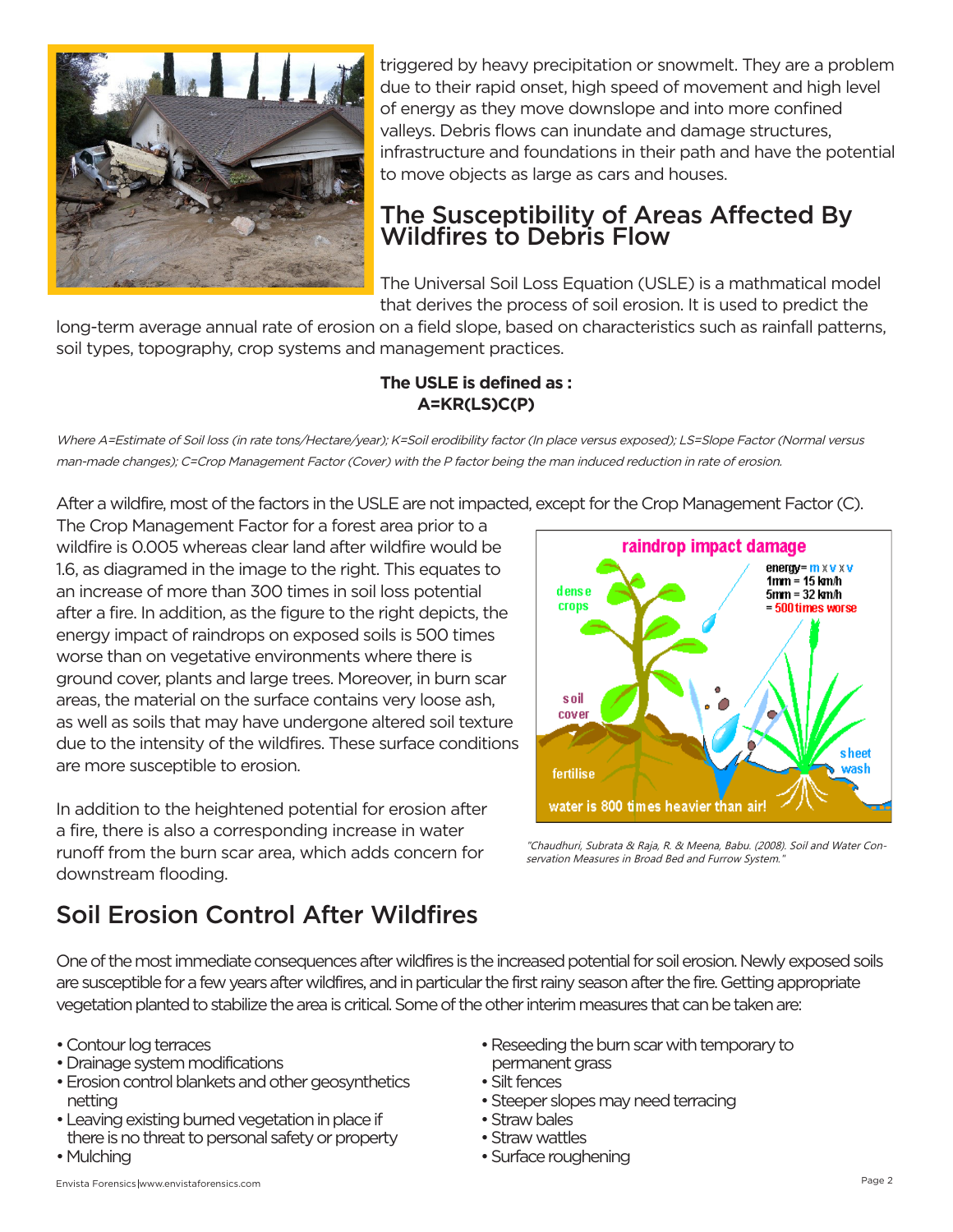triggered by heavy precipitation or snowmelt. They are a problem due to their rapid onset, high speed of movement and high level of energy as they move downslope and into more confined valleys. Debris flows can inundate and damage structures, infrastructure and foundations in their path and have the potential to move objects as large as cars and houses.

## The Susceptibility of Areas Affected By Wildfires to Debris Flow

The Universal Soil Loss Equation (USLE) is a mathmatical model that derives the process of soil erosion. It is used to predict the long-term average annual rate of erosion on a field slope, based on characteristics such as rainfall patterns, soil types, topography, crop systems and management practices.

**The USLE is defined as :**
**A=KR(LS)C(P)**

*Where A=Estimate of Soil loss (in rate tons/Hectare/year); K=Soil erodibility factor (In place versus exposed); LS=Slope Factor (Normal versus man-made changes); C=Crop Management Factor (Cover) with the P factor being the man induced reduction in rate of erosion.*

After a wildfire, most of the factors in the USLE are not impacted, except for the Crop Management Factor (C). The Crop Management Factor for a forest area prior to a wildfire is 0.005 whereas clear land after wildfire would be 1.6, as diagramed in the image to the right. This equates to an increase of more than 300 times in soil loss potential after a fire. In addition, as the figure to the right depicts, the energy impact of raindrops on exposed soils is 500 times worse than on vegetative environments where there is ground cover, plants and large trees. Moreover, in burn scar areas, the material on the surface contains very loose ash, as well as soils that may have undergone altered soil texture due to the intensity of the wildfires. These surface conditions are more susceptible to erosion.

*"Chaudhuri, Subrata & Raja, R. & Meena, Babu. (2008). Soil and Water Conservation Measures in Broad Bed and Furrow System."*

In addition to the heightened potential for erosion after a fire, there is also a corresponding increase in water runoff from the burn scar area, which adds concern for downstream flooding.

## Soil Erosion Control After Wildfires

One of the most immediate consequences after wildfires is the increased potential for soil erosion. Newly exposed soils are susceptible for a few years after wildfires, and in particular the first rainy season after the fire. Getting appropriate vegetation planted to stabilize the area is critical. Some of the other interim measures that can be taken are:

- Contour log terraces
- Drainage system modifications
- Erosion control blankets and other geosynthetics netting
- Leaving existing burned vegetation in place if there is no threat to personal safety or property
- Mulching
- Reseeding the burn scar with temporary to permanent grass
- Silt fences
- Steeper slopes may need terracing
- Straw bales
- Straw wattles
- Surface roughening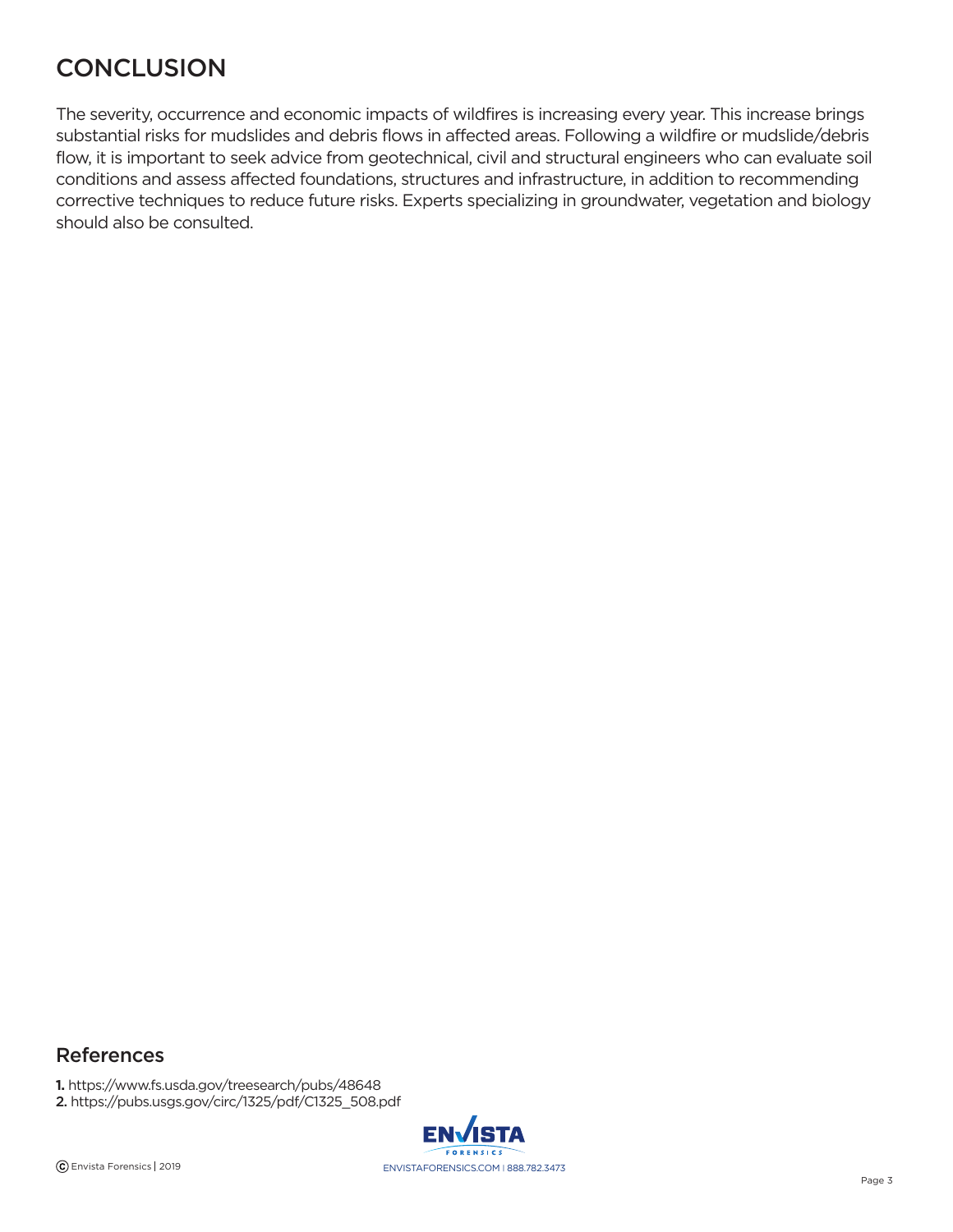# CONCLUSION

The severity, occurrence and economic impacts of wildfires is increasing every year. This increase brings substantial risks for mudslides and debris flows in affected areas. Following a wildfire or mudslide/debris flow, it is important to seek advice from geotechnical, civil and structural engineers who can evaluate soil conditions and assess affected foundations, structures and infrastructure, in addition to recommending corrective techniques to reduce future risks. Experts specializing in groundwater, vegetation and biology should also be consulted.

## References

**1.** https://www.fs.usda.gov/treesearch/pubs/48648
**2.** https://pubs.usgs.gov/circ/1325/pdf/C1325_508.pdf